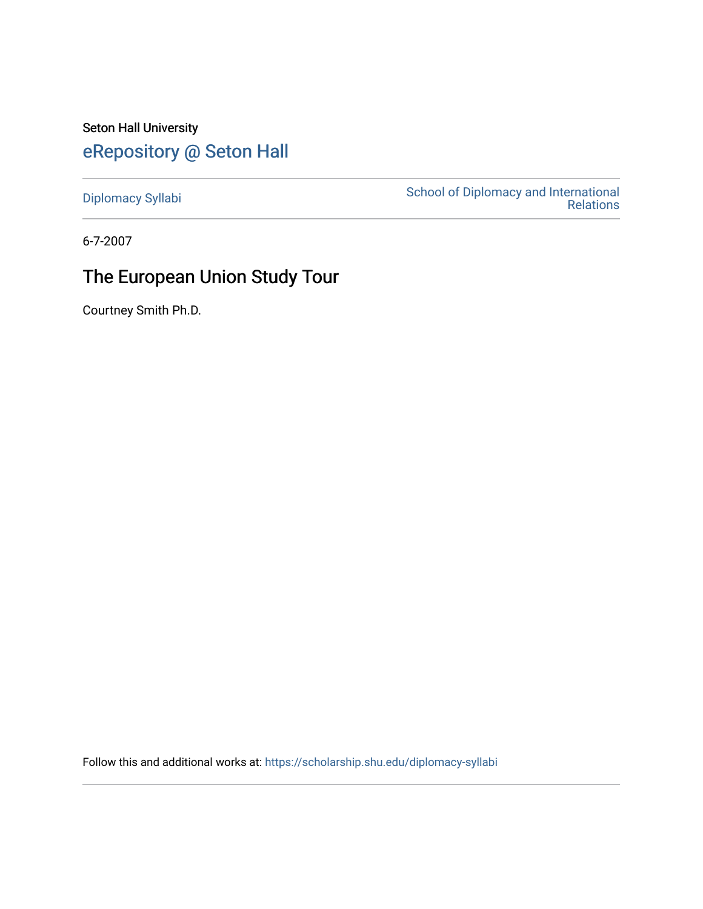Seton Hall University

# eRepository @ Seton Hall

Diplomacy Syllabi

School of Diplomacy and International Relations

6-7-2007

## The European Union Study Tour

Courtney Smith Ph.D.

Follow this and additional works at: https://scholarship.shu.edu/diplomacy-syllabi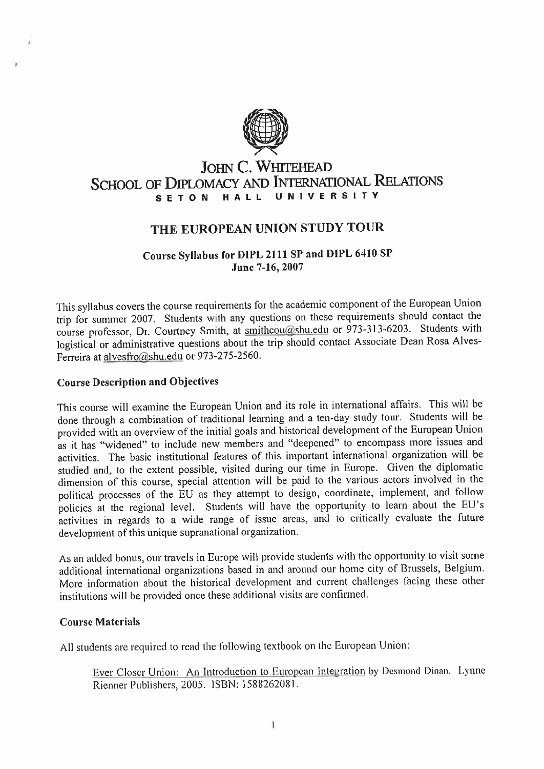# JOHN C. WHITEHEAD SCHOOL OF DIPLOMACY AND INTERNATIONAL RELATIONS

SETON HALL UNIVERSITY

## THE EUROPEAN UNION STUDY TOUR

### Course Syllabus for DIPL 2111 SP and DIPL 6410 SP
### June 7-16, 2007

This syllabus covers the course requirements for the academic component of the European Union trip for summer 2007. Students with any questions on these requirements should contact the course professor, Dr. Courtney Smith, at smithcou@shu.edu or 973-313-6203. Students with logistical or administrative questions about the trip should contact Associate Dean Rosa Alves-Ferreira at alvesfro@shu.edu or 973-275-2560.

### Course Description and Objectives

This course will examine the European Union and its role in international affairs. This will be done through a combination of traditional learning and a ten-day study tour. Students will be provided with an overview of the initial goals and historical development of the European Union as it has "widened" to include new members and "deepened" to encompass more issues and activities. The basic institutional features of this important international organization will be studied and, to the extent possible, visited during our time in Europe. Given the diplomatic dimension of this course, special attention will be paid to the various actors involved in the political processes of the EU as they attempt to design, coordinate, implement, and follow policies at the regional level. Students will have the opportunity to learn about the EU's activities in regards to a wide range of issue areas, and to critically evaluate the future development of this unique supranational organization.

As an added bonus, our travels in Europe will provide students with the opportunity to visit some additional international organizations based in and around our home city of Brussels, Belgium. More information about the historical development and current challenges facing these other institutions will be provided once these additional visits are confirmed.

### Course Materials

All students are required to read the following textbook on the European Union:

> Ever Closer Union: An Introduction to European Integration by Desmond Dinan. Lynne Rienner Publishers, 2005. ISBN: 1588262081.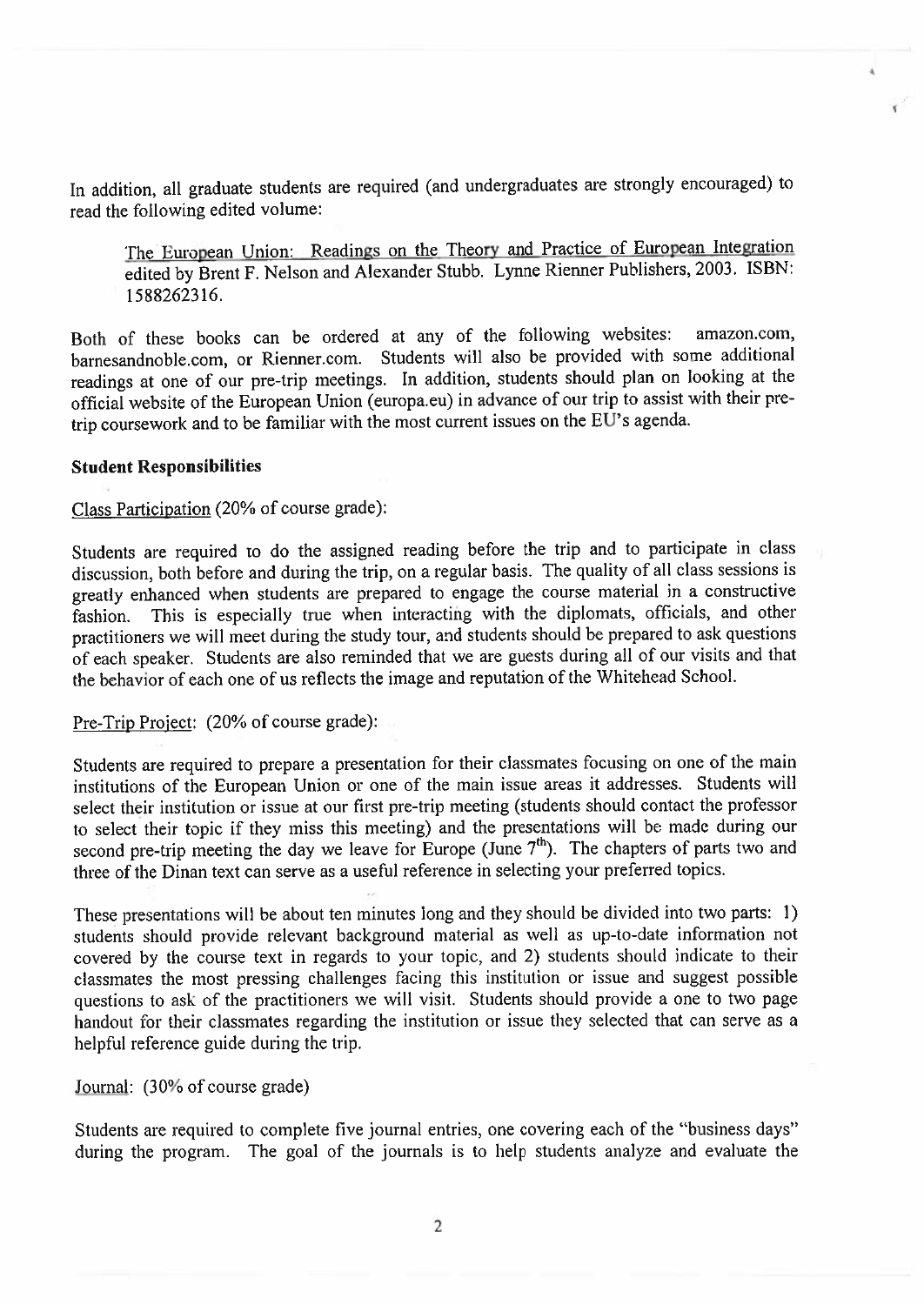In addition, all graduate students are required (and undergraduates are strongly encouraged) to read the following edited volume:

> The European Union: Readings on the Theory and Practice of European Integration edited by Brent F. Nelson and Alexander Stubb. Lynne Rienner Publishers, 2003. ISBN: 1588262316.

Both of these books can be ordered at any of the following websites: amazon.com, barnesandnoble.com, or Rienner.com. Students will also be provided with some additional readings at one of our pre-trip meetings. In addition, students should plan on looking at the official website of the European Union (europa.eu) in advance of our trip to assist with their pre-trip coursework and to be familiar with the most current issues on the EU's agenda.

**Student Responsibilities**

Class Participation (20% of course grade):

Students are required to do the assigned reading before the trip and to participate in class discussion, both before and during the trip, on a regular basis. The quality of all class sessions is greatly enhanced when students are prepared to engage the course material in a constructive fashion. This is especially true when interacting with the diplomats, officials, and other practitioners we will meet during the study tour, and students should be prepared to ask questions of each speaker. Students are also reminded that we are guests during all of our visits and that the behavior of each one of us reflects the image and reputation of the Whitehead School.

Pre-Trip Project: (20% of course grade):

Students are required to prepare a presentation for their classmates focusing on one of the main institutions of the European Union or one of the main issue areas it addresses. Students will select their institution or issue at our first pre-trip meeting (students should contact the professor to select their topic if they miss this meeting) and the presentations will be made during our second pre-trip meeting the day we leave for Europe (June 7th). The chapters of parts two and three of the Dinan text can serve as a useful reference in selecting your preferred topics.

These presentations will be about ten minutes long and they should be divided into two parts: 1) students should provide relevant background material as well as up-to-date information not covered by the course text in regards to your topic, and 2) students should indicate to their classmates the most pressing challenges facing this institution or issue and suggest possible questions to ask of the practitioners we will visit. Students should provide a one to two page handout for their classmates regarding the institution or issue they selected that can serve as a helpful reference guide during the trip.

Journal: (30% of course grade)

Students are required to complete five journal entries, one covering each of the "business days" during the program. The goal of the journals is to help students analyze and evaluate the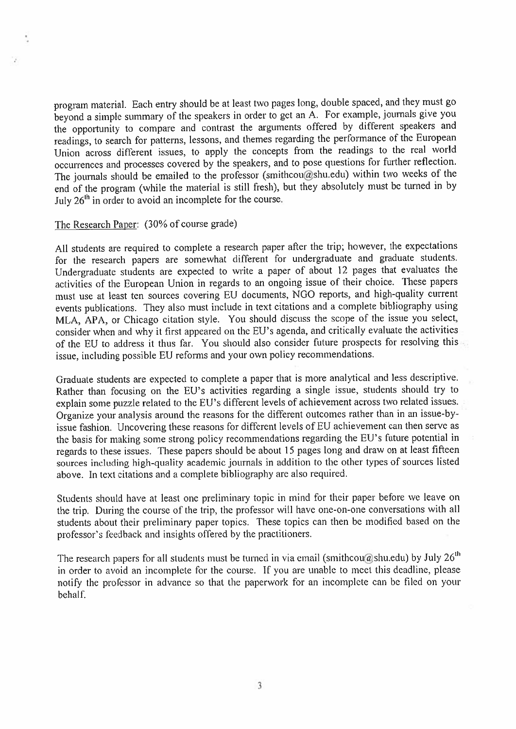program material. Each entry should be at least two pages long, double spaced, and they must go beyond a simple summary of the speakers in order to get an A. For example, journals give you the opportunity to compare and contrast the arguments offered by different speakers and readings, to search for patterns, lessons, and themes regarding the performance of the European Union across different issues, to apply the concepts from the readings to the real world occurrences and processes covered by the speakers, and to pose questions for further reflection. The journals should be emailed to the professor (smithcou@shu.edu) within two weeks of the end of the program (while the material is still fresh), but they absolutely must be turned in by July 26th in order to avoid an incomplete for the course.

The Research Paper: (30% of course grade)

All students are required to complete a research paper after the trip; however, the expectations for the research papers are somewhat different for undergraduate and graduate students. Undergraduate students are expected to write a paper of about 12 pages that evaluates the activities of the European Union in regards to an ongoing issue of their choice. These papers must use at least ten sources covering EU documents, NGO reports, and high-quality current events publications. They also must include in text citations and a complete bibliography using MLA, APA, or Chicago citation style. You should discuss the scope of the issue you select, consider when and why it first appeared on the EU's agenda, and critically evaluate the activities of the EU to address it thus far. You should also consider future prospects for resolving this issue, including possible EU reforms and your own policy recommendations.

Graduate students are expected to complete a paper that is more analytical and less descriptive. Rather than focusing on the EU's activities regarding a single issue, students should try to explain some puzzle related to the EU's different levels of achievement across two related issues. Organize your analysis around the reasons for the different outcomes rather than in an issue-by-issue fashion. Uncovering these reasons for different levels of EU achievement can then serve as the basis for making some strong policy recommendations regarding the EU's future potential in regards to these issues. These papers should be about 15 pages long and draw on at least fifteen sources including high-quality academic journals in addition to the other types of sources listed above. In text citations and a complete bibliography are also required.

Students should have at least one preliminary topic in mind for their paper before we leave on the trip. During the course of the trip, the professor will have one-on-one conversations with all students about their preliminary paper topics. These topics can then be modified based on the professor's feedback and insights offered by the practitioners.

The research papers for all students must be turned in via email (smithcou@shu.edu) by July 26th in order to avoid an incomplete for the course. If you are unable to meet this deadline, please notify the professor in advance so that the paperwork for an incomplete can be filed on your behalf.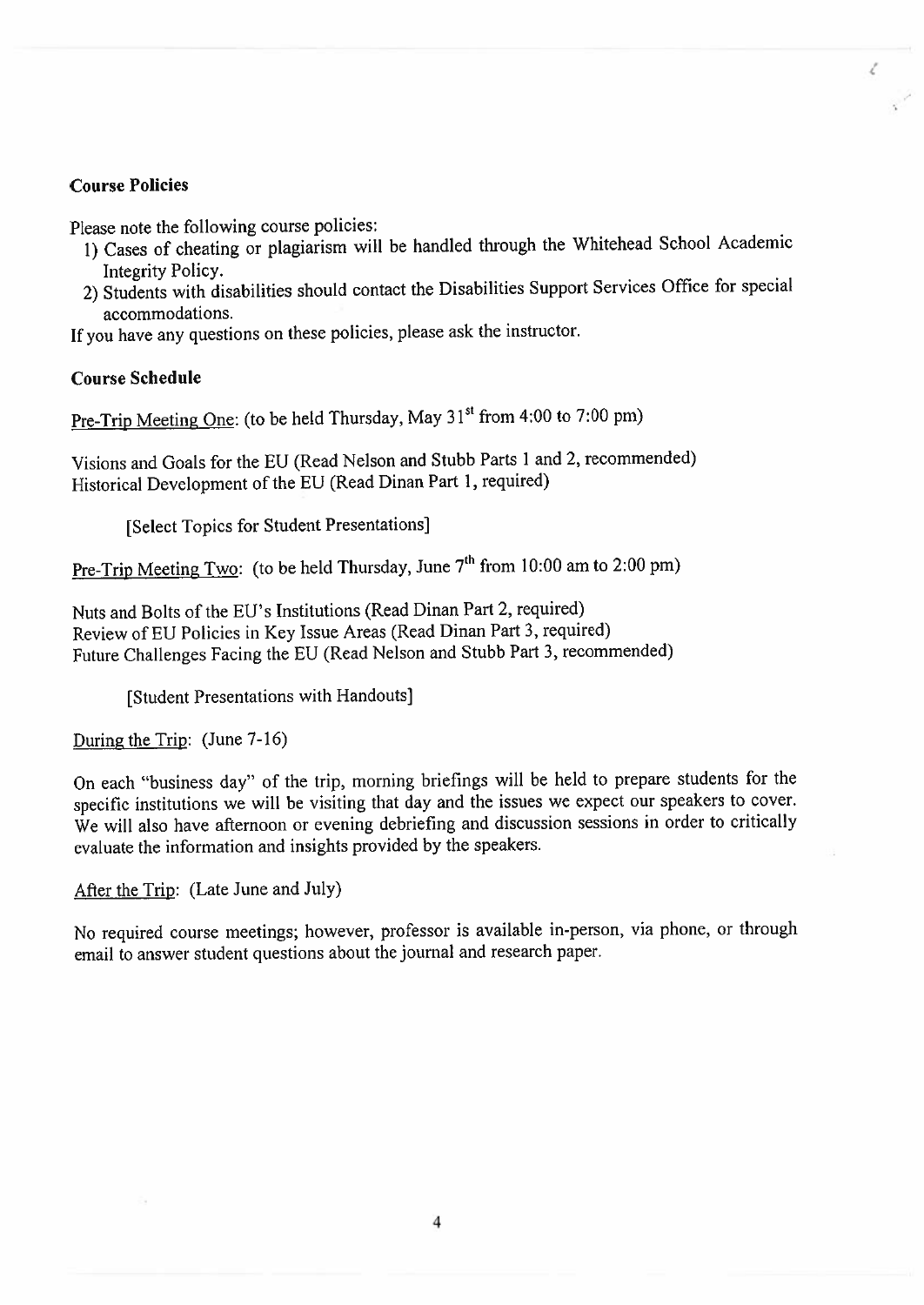**Course Policies**

Please note the following course policies:

1) Cases of cheating or plagiarism will be handled through the Whitehead School Academic Integrity Policy.
2) Students with disabilities should contact the Disabilities Support Services Office for special accommodations.

If you have any questions on these policies, please ask the instructor.

**Course Schedule**

Pre-Trip Meeting One: (to be held Thursday, May 31st from 4:00 to 7:00 pm)

Visions and Goals for the EU (Read Nelson and Stubb Parts 1 and 2, recommended)
Historical Development of the EU (Read Dinan Part 1, required)

[Select Topics for Student Presentations]

Pre-Trip Meeting Two: (to be held Thursday, June 7th from 10:00 am to 2:00 pm)

Nuts and Bolts of the EU's Institutions (Read Dinan Part 2, required)
Review of EU Policies in Key Issue Areas (Read Dinan Part 3, required)
Future Challenges Facing the EU (Read Nelson and Stubb Part 3, recommended)

[Student Presentations with Handouts]

During the Trip: (June 7-16)

On each "business day" of the trip, morning briefings will be held to prepare students for the specific institutions we will be visiting that day and the issues we expect our speakers to cover. We will also have afternoon or evening debriefing and discussion sessions in order to critically evaluate the information and insights provided by the speakers.

After the Trip: (Late June and July)

No required course meetings; however, professor is available in-person, via phone, or through email to answer student questions about the journal and research paper.